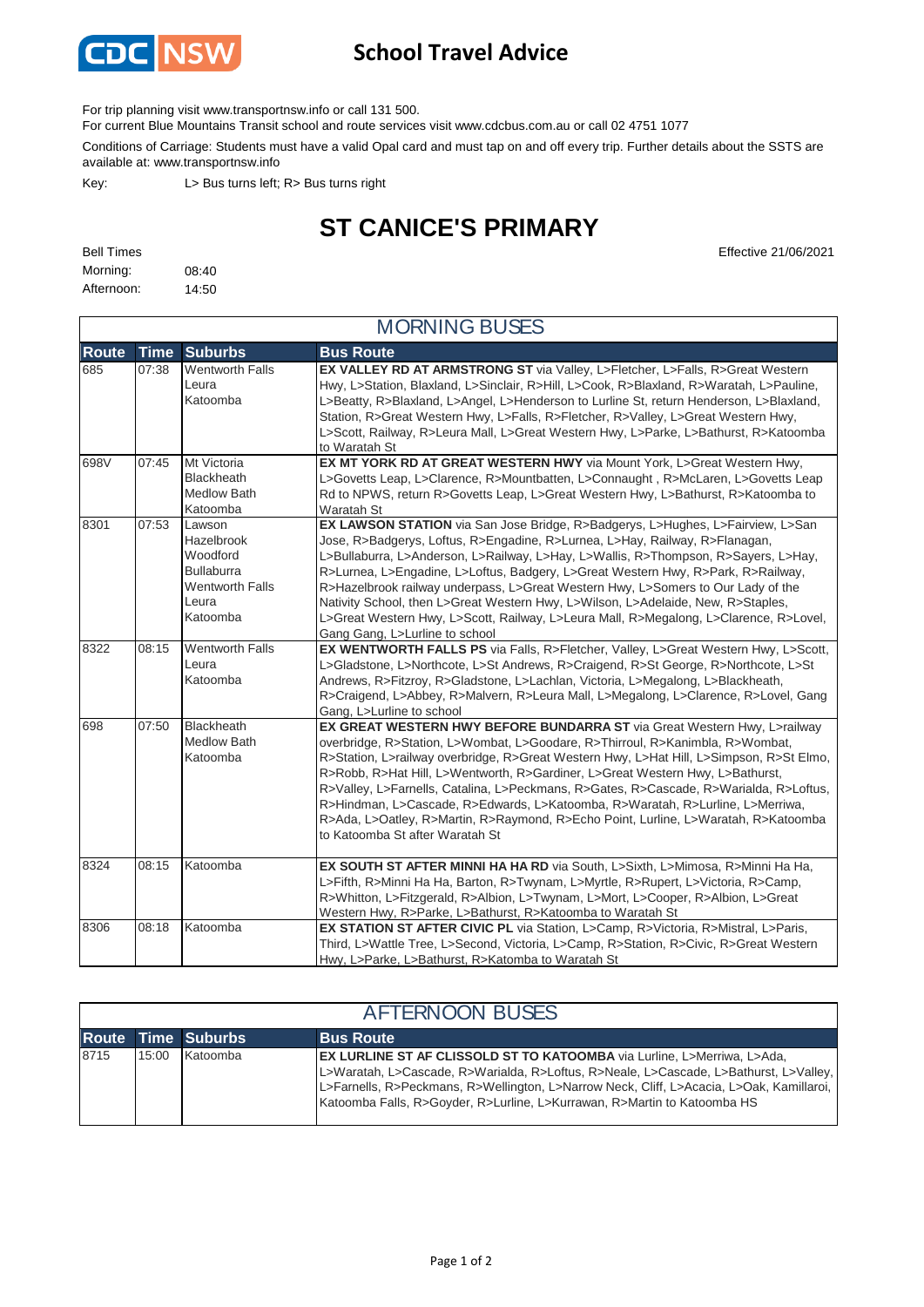CDC NSW

# School Travel Advice

For trip planning visit www.transportnsw.info or call 131 500.

For current Blue Mountains Transit school and route services visit www.cdcbus.com.au or call 02 4751 1077

Conditions of Carriage: Students must have a valid Opal card and must tap on and off every trip. Further details about the SSTS are available at: www.transportnsw.info

Key: L> Bus turns left; R> Bus turns right

## ST CANICE'S PRIMARY

Effective 21/06/2021

Bell Times

Morning: 08:40

Afternoon: 14:50

### MORNING BUSES

| Route | Time | Suburbs | Bus Route |
|---|---|---|---|
| 685 | 07:38 | Wentworth Falls<br>Leura<br>Katoomba | **EX VALLEY RD AT ARMSTRONG ST** via Valley, L>Fletcher, L>Falls, R>Great Western Hwy, L>Station, Blaxland, L>Sinclair, R>Hill, L>Cook, R>Blaxland, R>Waratah, L>Pauline, L>Beatty, R>Blaxland, L>Angel, L>Henderson to Lurline St, return Henderson, L>Blaxland, Station, R>Great Western Hwy, L>Falls, R>Fletcher, R>Valley, L>Great Western Hwy, L>Scott, Railway, R>Leura Mall, L>Great Western Hwy, L>Parke, L>Bathurst, R>Katoomba to Waratah St |
| 698V | 07:45 | Mt Victoria<br>Blackheath<br>Medlow Bath<br>Katoomba | **EX MT YORK RD AT GREAT WESTERN HWY** via Mount York, L>Great Western Hwy, L>Govetts Leap, L>Clarence, R>Mountbatten, L>Connaught , R>McLaren, L>Govetts Leap Rd to NPWS, return R>Govetts Leap, L>Great Western Hwy, L>Bathurst, R>Katoomba to Waratah St |
| 8301 | 07:53 | Lawson<br>Hazelbrook<br>Woodford<br>Bullaburra<br>Wentworth Falls<br>Leura<br>Katoomba | **EX LAWSON STATION** via San Jose Bridge, R>Badgerys, L>Hughes, L>Fairview, L>San Jose, R>Badgerys, Loftus, R>Engadine, R>Lurnea, L>Hay, Railway, R>Flanagan, L>Bullaburra, L>Anderson, L>Railway, L>Hay, L>Wallis, R>Thompson, R>Sayers, L>Hay, R>Lurnea, L>Engadine, L>Loftus, Badgery, L>Great Western Hwy, R>Park, R>Railway, R>Hazelbrook railway underpass, L>Great Western Hwy, L>Somers to Our Lady of the Nativity School, then L>Great Western Hwy, L>Wilson, L>Adelaide, New, R>Staples, L>Great Western Hwy, L>Scott, Railway, L>Leura Mall, R>Megalong, L>Clarence, R>Lovel, Gang Gang, L>Lurline to school |
| 8322 | 08:15 | Wentworth Falls<br>Leura<br>Katoomba | **EX WENTWORTH FALLS PS** via Falls, R>Fletcher, Valley, L>Great Western Hwy, L>Scott, L>Gladstone, L>Northcote, L>St Andrews, R>Craigend, R>St George, R>Northcote, L>St Andrews, R>Fitzroy, R>Gladstone, L>Lachlan, Victoria, L>Megalong, L>Blackheath, R>Craigend, L>Abbey, R>Malvern, R>Leura Mall, L>Megalong, L>Clarence, R>Lovel, Gang Gang, L>Lurline to school |
| 698 | 07:50 | Blackheath<br>Medlow Bath<br>Katoomba | **EX GREAT WESTERN HWY BEFORE BUNDARRA ST** via Great Western Hwy, L>railway overbridge, R>Station, L>Wombat, L>Goodare, R>Thirroul, R>Kanimbla, R>Wombat, R>Station, L>railway overbridge, R>Great Western Hwy, L>Hat Hill, L>Simpson, R>St Elmo, R>Robb, R>Hat Hill, L>Wentworth, R>Gardiner, L>Great Western Hwy, L>Bathurst, R>Valley, L>Farnells, Catalina, L>Peckmans, R>Gates, R>Cascade, R>Warialda, R>Loftus, R>Hindman, L>Cascade, R>Edwards, L>Katoomba, R>Waratah, R>Lurline, L>Merriwa, R>Ada, L>Oatley, R>Martin, R>Raymond, R>Echo Point, Lurline, L>Waratah, R>Katoomba to Katoomba St after Waratah St |
| 8324 | 08:15 | Katoomba | **EX SOUTH ST AFTER MINNI HA HA RD** via South, L>Sixth, L>Mimosa, R>Minni Ha Ha, L>Fifth, R>Minni Ha Ha, Barton, R>Twynam, L>Myrtle, R>Rupert, L>Victoria, R>Camp, R>Whitton, L>Fitzgerald, R>Albion, L>Twynam, L>Mort, L>Cooper, R>Albion, L>Great Western Hwy, R>Parke, L>Bathurst, R>Katoomba to Waratah St |
| 8306 | 08:18 | Katoomba | **EX STATION ST AFTER CIVIC PL** via Station, L>Camp, R>Victoria, R>Mistral, L>Paris, Third, L>Wattle Tree, L>Second, Victoria, L>Camp, R>Station, R>Civic, R>Great Western Hwy, L>Parke, L>Bathurst, R>Katomba to Waratah St |

### AFTERNOON BUSES

| Route | Time | Suburbs | Bus Route |
|---|---|---|---|
| 8715 | 15:00 | Katoomba | **EX LURLINE ST AF CLISSOLD ST TO KATOOMBA** via Lurline, L>Merriwa, L>Ada, L>Waratah, L>Cascade, R>Warialda, R>Loftus, R>Neale, L>Cascade, L>Bathurst, L>Valley, L>Farnells, R>Peckmans, R>Wellington, L>Narrow Neck, Cliff, L>Acacia, L>Oak, Kamillaroi, Katoomba Falls, R>Goyder, R>Lurline, L>Kurrawan, R>Martin to Katoomba HS |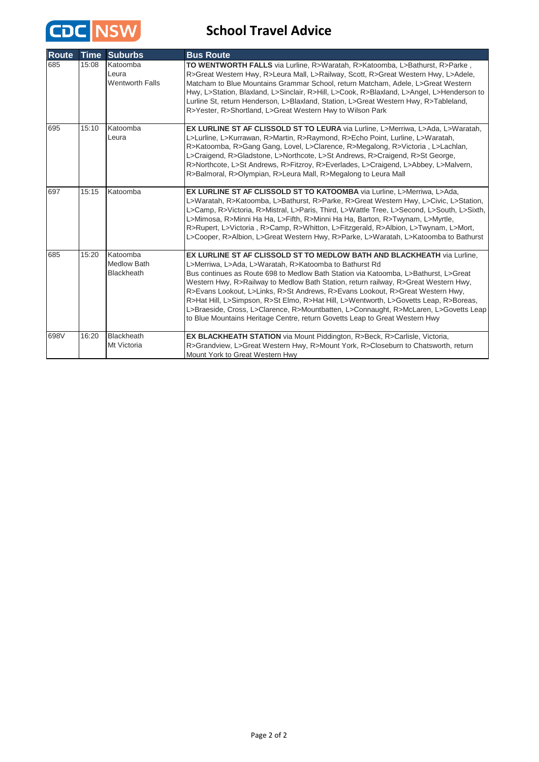# School Travel Advice

| Route | Time | Suburbs | Bus Route |
|---|---|---|---|
| 685 | 15:08 | Katoomba<br>Leura<br>Wentworth Falls | **TO WENTWORTH FALLS** via Lurline, R>Waratah, R>Katoomba, L>Bathurst, R>Parke , R>Great Western Hwy, R>Leura Mall, L>Railway, Scott, R>Great Western Hwy, L>Adele, Matcham to Blue Mountains Grammar School, return Matcham, Adele, L>Great Western Hwy, L>Station, Blaxland, L>Sinclair, R>Hill, L>Cook, R>Blaxland, L>Angel, L>Henderson to Lurline St, return Henderson, L>Blaxland, Station, L>Great Western Hwy, R>Tableland, R>Yester, R>Shortland, L>Great Western Hwy to Wilson Park |
| 695 | 15:10 | Katoomba<br>Leura | **EX LURLINE ST AF CLISSOLD ST TO LEURA** via Lurline, L>Merriwa, L>Ada, L>Waratah, L>Lurline, L>Kurrawan, R>Martin, R>Raymond, R>Echo Point, Lurline, L>Waratah, R>Katoomba, R>Gang Gang, Lovel, L>Clarence, R>Megalong, R>Victoria , L>Lachlan, L>Craigend, R>Gladstone, L>Northcote, L>St Andrews, R>Craigend, R>St George, R>Northcote, L>St Andrews, R>Fitzroy, R>Everlades, L>Craigend, L>Abbey, L>Malvern, R>Balmoral, R>Olympian, R>Leura Mall, R>Megalong to Leura Mall |
| 697 | 15:15 | Katoomba | **EX LURLINE ST AF CLISSOLD ST TO KATOOMBA** via Lurline, L>Merriwa, L>Ada, L>Waratah, R>Katoomba, L>Bathurst, R>Parke, R>Great Western Hwy, L>Civic, L>Station, L>Camp, R>Victoria, R>Mistral, L>Paris, Third, L>Wattle Tree, L>Second, L>South, L>Sixth, L>Mimosa, R>Minni Ha Ha, L>Fifth, R>Minni Ha Ha, Barton, R>Twynam, L>Myrtle, R>Rupert, L>Victoria , R>Camp, R>Whitton, L>Fitzgerald, R>Albion, L>Twynam, L>Mort, L>Cooper, R>Albion, L>Great Western Hwy, R>Parke, L>Waratah, L>Katoomba to Bathurst |
| 685 | 15:20 | Katoomba<br>Medlow Bath<br>Blackheath | **EX LURLINE ST AF CLISSOLD ST TO MEDLOW BATH AND BLACKHEATH** via Lurline, L>Merriwa, L>Ada, L>Waratah, R>Katoomba to Bathurst Rd<br>Bus continues as Route 698 to Medlow Bath Station via Katoomba, L>Bathurst, L>Great Western Hwy, R>Railway to Medlow Bath Station, return railway, R>Great Western Hwy, R>Evans Lookout, L>Links, R>St Andrews, R>Evans Lookout, R>Great Western Hwy, R>Hat Hill, L>Simpson, R>St Elmo, R>Hat Hill, L>Wentworth, L>Govetts Leap, R>Boreas, L>Braeside, Cross, L>Clarence, R>Mountbatten, L>Connaught, R>McLaren, L>Govetts Leap to Blue Mountains Heritage Centre, return Govetts Leap to Great Western Hwy |
| 698V | 16:20 | Blackheath<br>Mt Victoria | **EX BLACKHEATH STATION** via Mount Piddington, R>Beck, R>Carlisle, Victoria, R>Grandview, L>Great Western Hwy, R>Mount York, R>Closeburn to Chatsworth, return Mount York to Great Western Hwy |